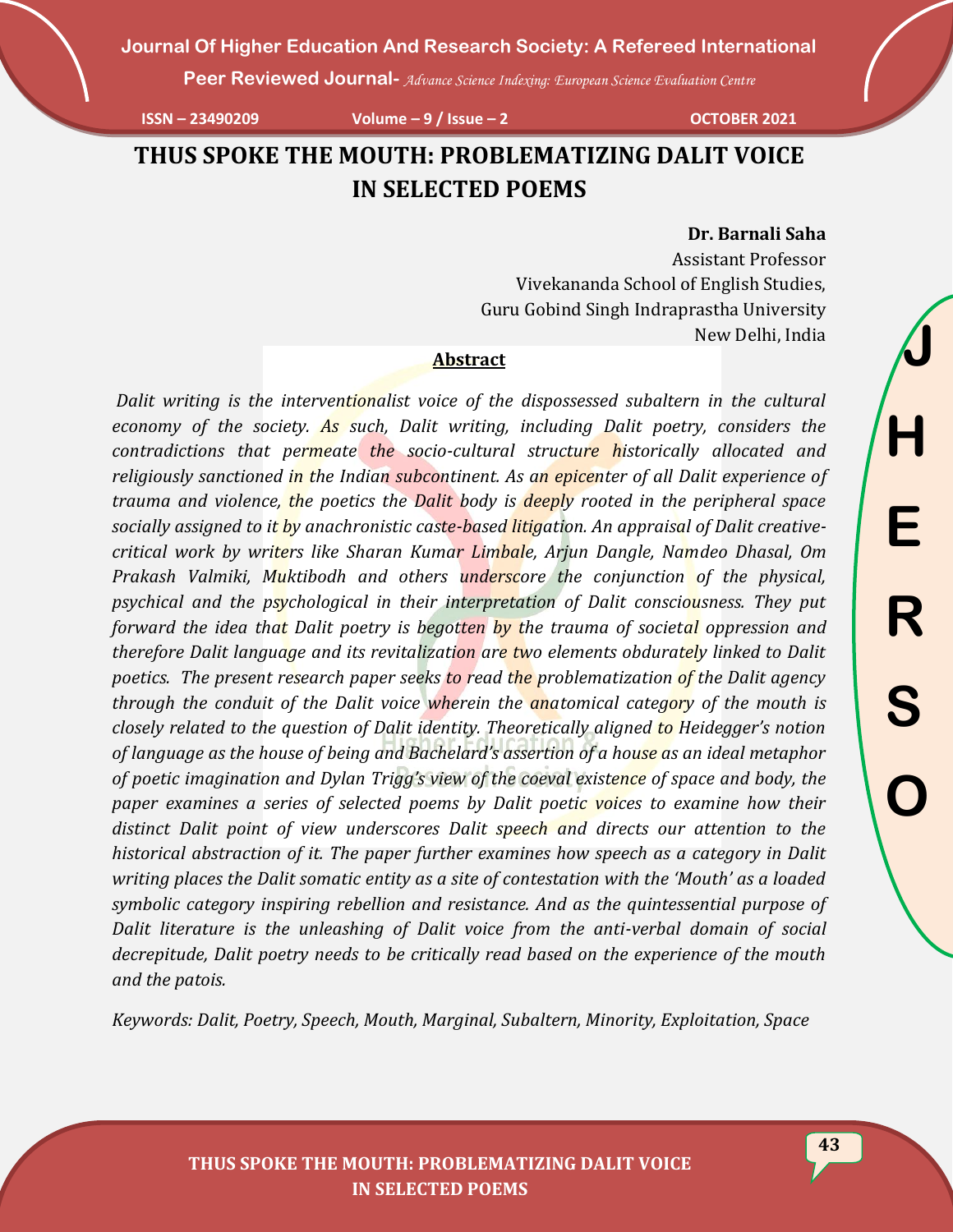# THUS SPOKE THE MOUTH: PROBLEMATIZING DALIT VOICE IN SELECTED POEMS

**Dr. Barnali Saha**
Assistant Professor
Vivekananda School of English Studies,
Guru Gobind Singh Indraprastha University
New Delhi, India

## Abstract

*Dalit writing is the interventionalist voice of the dispossessed subaltern in the cultural economy of the society. As such, Dalit writing, including Dalit poetry, considers the contradictions that permeate the socio-cultural structure historically allocated and religiously sanctioned in the Indian subcontinent. As an epicenter of all Dalit experience of trauma and violence, the poetics the Dalit body is deeply rooted in the peripheral space socially assigned to it by anachronistic caste-based litigation. An appraisal of Dalit creative-critical work by writers like Sharan Kumar Limbale, Arjun Dangle, Namdeo Dhasal, Om Prakash Valmiki, Muktibodh and others underscore the conjunction of the physical, psychical and the psychological in their interpretation of Dalit consciousness. They put forward the idea that Dalit poetry is begotten by the trauma of societal oppression and therefore Dalit language and its revitalization are two elements obdurately linked to Dalit poetics. The present research paper seeks to read the problematization of the Dalit agency through the conduit of the Dalit voice wherein the anatomical category of the mouth is closely related to the question of Dalit identity. Theoretically aligned to Heidegger's notion of language as the house of being and Bachelard's assertion of a house as an ideal metaphor of poetic imagination and Dylan Trigg's view of the coeval existence of space and body, the paper examines a series of selected poems by Dalit poetic voices to examine how their distinct Dalit point of view underscores Dalit speech and directs our attention to the historical abstraction of it. The paper further examines how speech as a category in Dalit writing places the Dalit somatic entity as a site of contestation with the 'Mouth' as a loaded symbolic category inspiring rebellion and resistance. And as the quintessential purpose of Dalit literature is the unleashing of Dalit voice from the anti-verbal domain of social decrepitude, Dalit poetry needs to be critically read based on the experience of the mouth and the patois.*

*Keywords: Dalit, Poetry, Speech, Mouth, Marginal, Subaltern, Minority, Exploitation, Space*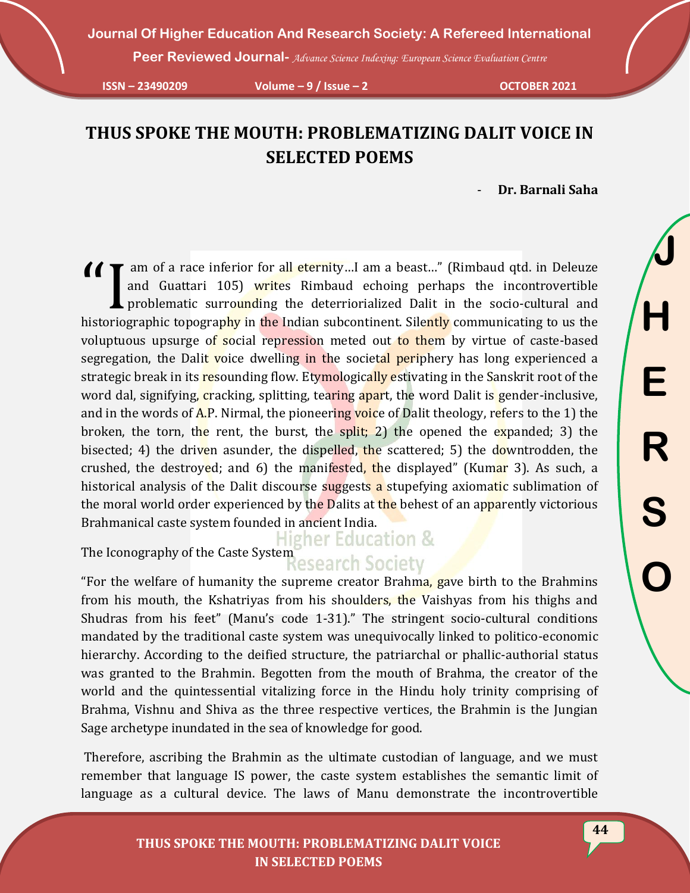# THUS SPOKE THE MOUTH: PROBLEMATIZING DALIT VOICE IN SELECTED POEMS

\- **Dr. Barnali Saha**

"I am of a race inferior for all eternity…I am a beast…" (Rimbaud qtd. in Deleuze and Guattari 105) writes Rimbaud echoing perhaps the incontrovertible problematic surrounding the deterriorialized Dalit in the socio-cultural and historiographic topography in the Indian subcontinent. Silently communicating to us the voluptuous upsurge of social repression meted out to them by virtue of caste-based segregation, the Dalit voice dwelling in the societal periphery has long experienced a strategic break in its resounding flow. Etymologically estivating in the Sanskrit root of the word dal, signifying, cracking, splitting, tearing apart, the word Dalit is gender-inclusive, and in the words of A.P. Nirmal, the pioneering voice of Dalit theology, refers to the 1) the broken, the torn, the rent, the burst, the split; 2) the opened the expanded; 3) the bisected; 4) the driven asunder, the dispelled, the scattered; 5) the downtrodden, the crushed, the destroyed; and 6) the manifested, the displayed" (Kumar 3). As such, a historical analysis of the Dalit discourse suggests a stupefying axiomatic sublimation of the moral world order experienced by the Dalits at the behest of an apparently victorious Brahmanical caste system founded in ancient India.

The Iconography of the Caste System

"For the welfare of humanity the supreme creator Brahma, gave birth to the Brahmins from his mouth, the Kshatriyas from his shoulders, the Vaishyas from his thighs and Shudras from his feet" (Manu's code 1-31)." The stringent socio-cultural conditions mandated by the traditional caste system was unequivocally linked to politico-economic hierarchy. According to the deified structure, the patriarchal or phallic-authorial status was granted to the Brahmin. Begotten from the mouth of Brahma, the creator of the world and the quintessential vitalizing force in the Hindu holy trinity comprising of Brahma, Vishnu and Shiva as the three respective vertices, the Brahmin is the Jungian Sage archetype inundated in the sea of knowledge for good.

Therefore, ascribing the Brahmin as the ultimate custodian of language, and we must remember that language IS power, the caste system establishes the semantic limit of language as a cultural device. The laws of Manu demonstrate the incontrovertible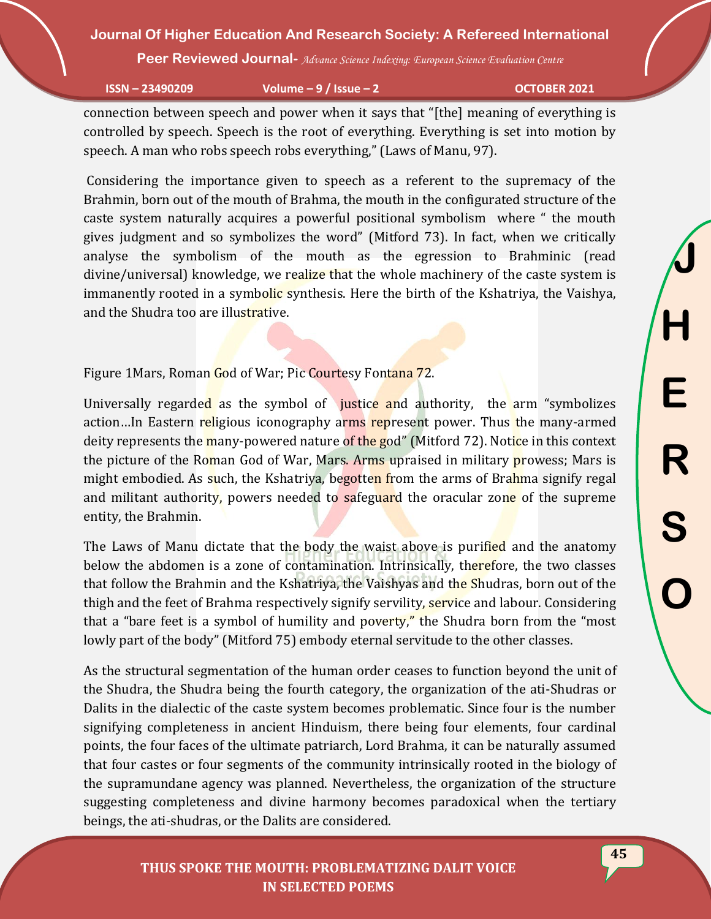connection between speech and power when it says that "[the] meaning of everything is controlled by speech. Speech is the root of everything. Everything is set into motion by speech. A man who robs speech robs everything," (Laws of Manu, 97).

Considering the importance given to speech as a referent to the supremacy of the Brahmin, born out of the mouth of Brahma, the mouth in the configurated structure of the caste system naturally acquires a powerful positional symbolism where " the mouth gives judgment and so symbolizes the word" (Mitford 73). In fact, when we critically analyse the symbolism of the mouth as the egression to Brahminic (read divine/universal) knowledge, we realize that the whole machinery of the caste system is immanently rooted in a symbolic synthesis. Here the birth of the Kshatriya, the Vaishya, and the Shudra too are illustrative.

Figure 1Mars, Roman God of War; Pic Courtesy Fontana 72.

Universally regarded as the symbol of justice and authority, the arm "symbolizes action…In Eastern religious iconography arms represent power. Thus the many-armed deity represents the many-powered nature of the god" (Mitford 72). Notice in this context the picture of the Roman God of War, Mars. Arms upraised in military prowess; Mars is might embodied. As such, the Kshatriya, begotten from the arms of Brahma signify regal and militant authority, powers needed to safeguard the oracular zone of the supreme entity, the Brahmin.

The Laws of Manu dictate that the body the waist above is purified and the anatomy below the abdomen is a zone of contamination. Intrinsically, therefore, the two classes that follow the Brahmin and the Kshatriya, the Vaishyas and the Shudras, born out of the thigh and the feet of Brahma respectively signify servility, service and labour. Considering that a "bare feet is a symbol of humility and poverty," the Shudra born from the "most lowly part of the body" (Mitford 75) embody eternal servitude to the other classes.

As the structural segmentation of the human order ceases to function beyond the unit of the Shudra, the Shudra being the fourth category, the organization of the ati-Shudras or Dalits in the dialectic of the caste system becomes problematic. Since four is the number signifying completeness in ancient Hinduism, there being four elements, four cardinal points, the four faces of the ultimate patriarch, Lord Brahma, it can be naturally assumed that four castes or four segments of the community intrinsically rooted in the biology of the supramundane agency was planned. Nevertheless, the organization of the structure suggesting completeness and divine harmony becomes paradoxical when the tertiary beings, the ati-shudras, or the Dalits are considered.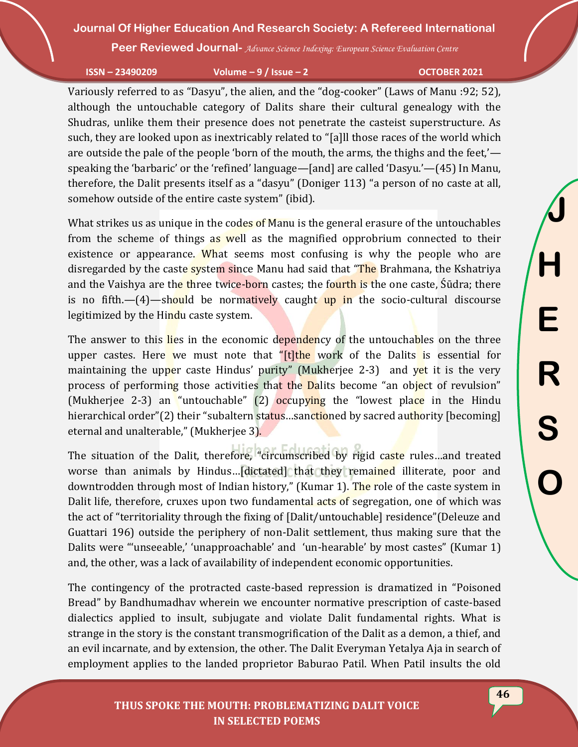Variously referred to as "Dasyu", the alien, and the "dog-cooker" (Laws of Manu :92; 52), although the untouchable category of Dalits share their cultural genealogy with the Shudras, unlike them their presence does not penetrate the casteist superstructure. As such, they are looked upon as inextricably related to "[a]ll those races of the world which are outside the pale of the people 'born of the mouth, the arms, the thighs and the feet,'—speaking the 'barbaric' or the 'refined' language—[and] are called 'Dasyu.'—(45) In Manu, therefore, the Dalit presents itself as a "dasyu" (Doniger 113) "a person of no caste at all, somehow outside of the entire caste system" (ibid).

What strikes us as unique in the codes of Manu is the general erasure of the untouchables from the scheme of things as well as the magnified opprobrium connected to their existence or appearance. What seems most confusing is why the people who are disregarded by the caste system since Manu had said that "The Brahmana, the Kshatriya and the Vaishya are the three twice-born castes; the fourth is the one caste, Śūdra; there is no fifth.—(4)—should be normatively caught up in the socio-cultural discourse legitimized by the Hindu caste system.

The answer to this lies in the economic dependency of the untouchables on the three upper castes. Here we must note that "[t]the work of the Dalits is essential for maintaining the upper caste Hindus' purity" (Mukherjee 2-3) and yet it is the very process of performing those activities that the Dalits become "an object of revulsion" (Mukherjee 2-3) an "untouchable" (2) occupying the "lowest place in the Hindu hierarchical order"(2) their "subaltern status...sanctioned by sacred authority [becoming] eternal and unalterable," (Mukherjee 3).

The situation of the Dalit, therefore, "circumscribed by rigid caste rules...and treated worse than animals by Hindus...[dictated] that they remained illiterate, poor and downtrodden through most of Indian history," (Kumar 1). The role of the caste system in Dalit life, therefore, cruxes upon two fundamental acts of segregation, one of which was the act of "territoriality through the fixing of [Dalit/untouchable] residence"(Deleuze and Guattari 196) outside the periphery of non-Dalit settlement, thus making sure that the Dalits were "'unseeable,' 'unapproachable' and 'un-hearable' by most castes" (Kumar 1) and, the other, was a lack of availability of independent economic opportunities.

The contingency of the protracted caste-based repression is dramatized in "Poisoned Bread" by Bandhumadhav wherein we encounter normative prescription of caste-based dialectics applied to insult, subjugate and violate Dalit fundamental rights. What is strange in the story is the constant transmogrification of the Dalit as a demon, a thief, and an evil incarnate, and by extension, the other. The Dalit Everyman Yetalya Aja in search of employment applies to the landed proprietor Baburao Patil. When Patil insults the old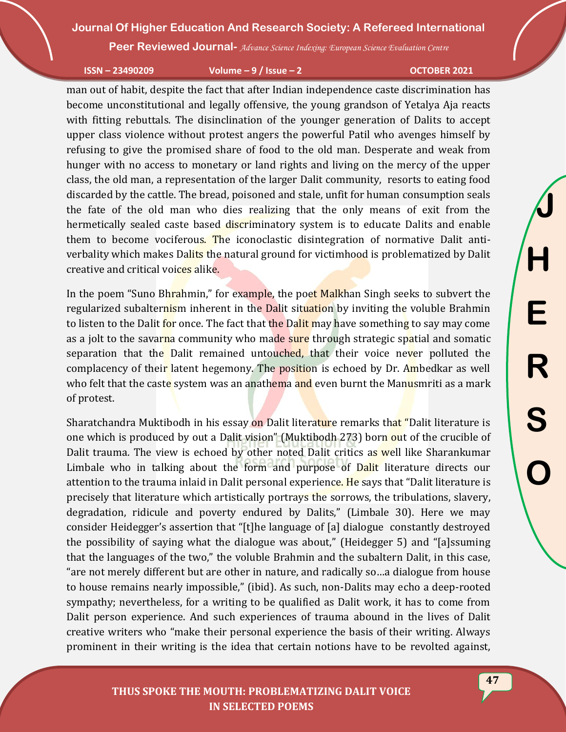man out of habit, despite the fact that after Indian independence caste discrimination has become unconstitutional and legally offensive, the young grandson of Yetalya Aja reacts with fitting rebuttals. The disinclination of the younger generation of Dalits to accept upper class violence without protest angers the powerful Patil who avenges himself by refusing to give the promised share of food to the old man. Desperate and weak from hunger with no access to monetary or land rights and living on the mercy of the upper class, the old man, a representation of the larger Dalit community, resorts to eating food discarded by the cattle. The bread, poisoned and stale, unfit for human consumption seals the fate of the old man who dies realizing that the only means of exit from the hermetically sealed caste based discriminatory system is to educate Dalits and enable them to become vociferous. The iconoclastic disintegration of normative Dalit anti-verbality which makes Dalits the natural ground for victimhood is problematized by Dalit creative and critical voices alike.

In the poem "Suno Bhrahmin," for example, the poet Malkhan Singh seeks to subvert the regularized subalternism inherent in the Dalit situation by inviting the voluble Brahmin to listen to the Dalit for once. The fact that the Dalit may have something to say may come as a jolt to the savarna community who made sure through strategic spatial and somatic separation that the Dalit remained untouched, that their voice never polluted the complacency of their latent hegemony. The position is echoed by Dr. Ambedkar as well who felt that the caste system was an anathema and even burnt the Manusmriti as a mark of protest.

Sharatchandra Muktibodh in his essay on Dalit literature remarks that "Dalit literature is one which is produced by out a Dalit vision" (Muktibodh 273) born out of the crucible of Dalit trauma. The view is echoed by other noted Dalit critics as well like Sharankumar Limbale who in talking about the form and purpose of Dalit literature directs our attention to the trauma inlaid in Dalit personal experience. He says that "Dalit literature is precisely that literature which artistically portrays the sorrows, the tribulations, slavery, degradation, ridicule and poverty endured by Dalits," (Limbale 30). Here we may consider Heidegger's assertion that "[t]he language of [a] dialogue constantly destroyed the possibility of saying what the dialogue was about," (Heidegger 5) and "[a]ssuming that the languages of the two," the voluble Brahmin and the subaltern Dalit, in this case, "are not merely different but are other in nature, and radically so…a dialogue from house to house remains nearly impossible," (ibid). As such, non-Dalits may echo a deep-rooted sympathy; nevertheless, for a writing to be qualified as Dalit work, it has to come from Dalit person experience. And such experiences of trauma abound in the lives of Dalit creative writers who "make their personal experience the basis of their writing. Always prominent in their writing is the idea that certain notions have to be revolted against,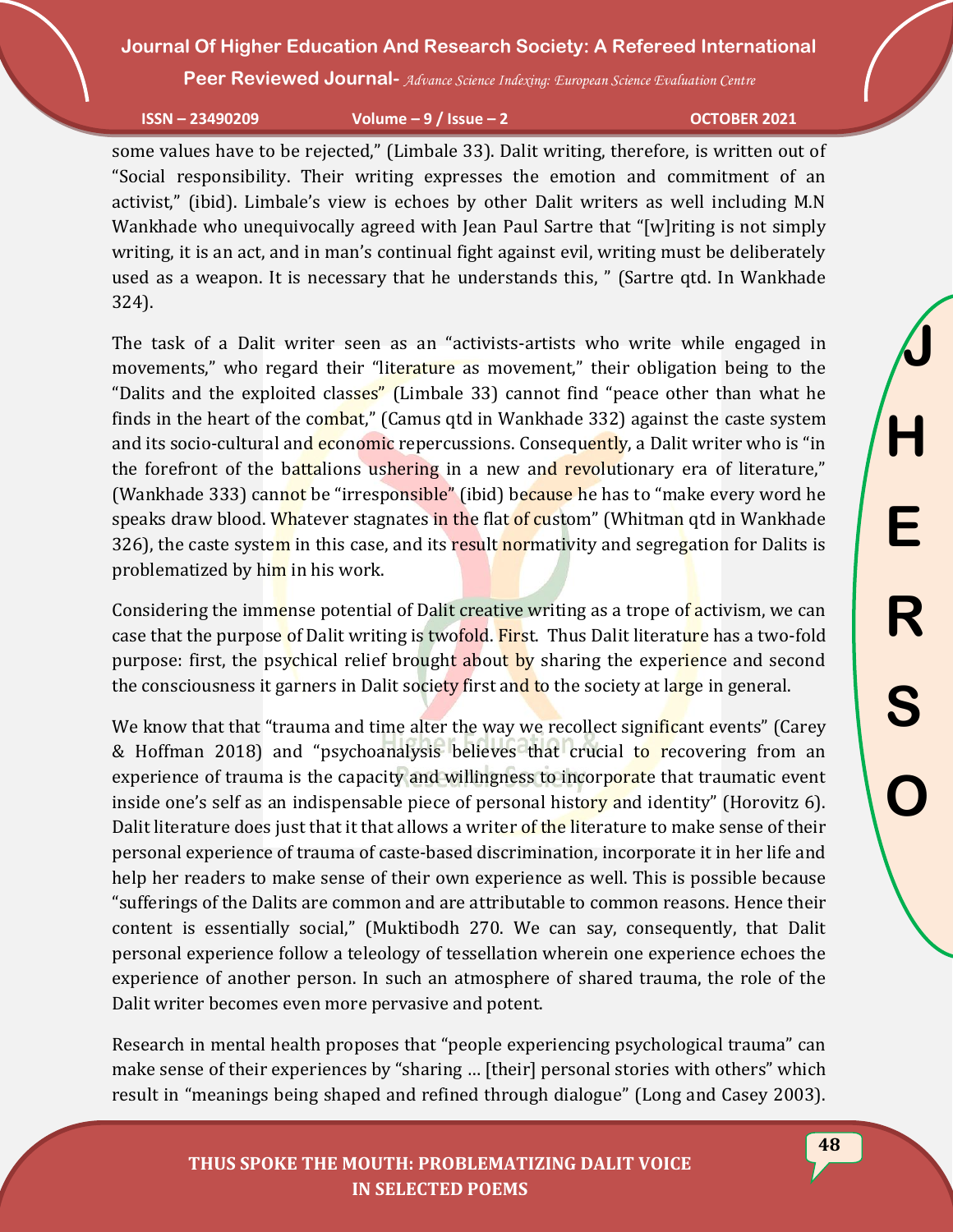some values have to be rejected," (Limbale 33). Dalit writing, therefore, is written out of "Social responsibility. Their writing expresses the emotion and commitment of an activist," (ibid). Limbale's view is echoes by other Dalit writers as well including M.N Wankhade who unequivocally agreed with Jean Paul Sartre that "[w]riting is not simply writing, it is an act, and in man's continual fight against evil, writing must be deliberately used as a weapon. It is necessary that he understands this, " (Sartre qtd. In Wankhade 324).

The task of a Dalit writer seen as an "activists-artists who write while engaged in movements," who regard their "literature as movement," their obligation being to the "Dalits and the exploited classes" (Limbale 33) cannot find "peace other than what he finds in the heart of the combat," (Camus qtd in Wankhade 332) against the caste system and its socio-cultural and economic repercussions. Consequently, a Dalit writer who is "in the forefront of the battalions ushering in a new and revolutionary era of literature," (Wankhade 333) cannot be "irresponsible" (ibid) because he has to "make every word he speaks draw blood. Whatever stagnates in the flat of custom" (Whitman qtd in Wankhade 326), the caste system in this case, and its result normativity and segregation for Dalits is problematized by him in his work.

Considering the immense potential of Dalit creative writing as a trope of activism, we can case that the purpose of Dalit writing is twofold. First. Thus Dalit literature has a two-fold purpose: first, the psychical relief brought about by sharing the experience and second the consciousness it garners in Dalit society first and to the society at large in general.

We know that that "trauma and time alter the way we recollect significant events" (Carey & Hoffman 2018) and "psychoanalysis believes that crucial to recovering from an experience of trauma is the capacity and willingness to incorporate that traumatic event inside one's self as an indispensable piece of personal history and identity" (Horovitz 6). Dalit literature does just that it that allows a writer of the literature to make sense of their personal experience of trauma of caste-based discrimination, incorporate it in her life and help her readers to make sense of their own experience as well. This is possible because "sufferings of the Dalits are common and are attributable to common reasons. Hence their content is essentially social," (Muktibodh 270. We can say, consequently, that Dalit personal experience follow a teleology of tessellation wherein one experience echoes the experience of another person. In such an atmosphere of shared trauma, the role of the Dalit writer becomes even more pervasive and potent.

Research in mental health proposes that "people experiencing psychological trauma" can make sense of their experiences by "sharing … [their] personal stories with others" which result in "meanings being shaped and refined through dialogue" (Long and Casey 2003).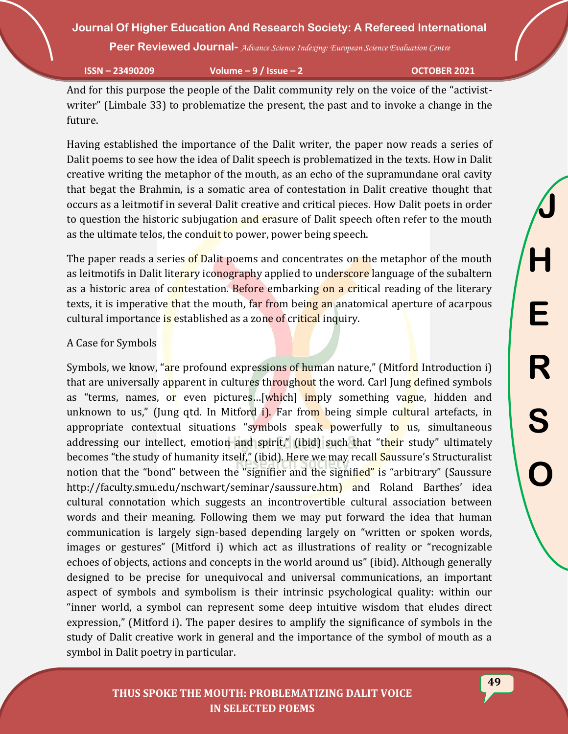And for this purpose the people of the Dalit community rely on the voice of the "activist-writer" (Limbale 33) to problematize the present, the past and to invoke a change in the future.

Having established the importance of the Dalit writer, the paper now reads a series of Dalit poems to see how the idea of Dalit speech is problematized in the texts. How in Dalit creative writing the metaphor of the mouth, as an echo of the supramundane oral cavity that begat the Brahmin, is a somatic area of contestation in Dalit creative thought that occurs as a leitmotif in several Dalit creative and critical pieces. How Dalit poets in order to question the historic subjugation and erasure of Dalit speech often refer to the mouth as the ultimate telos, the conduit to power, power being speech.

The paper reads a series of Dalit poems and concentrates on the metaphor of the mouth as leitmotifs in Dalit literary iconography applied to underscore language of the subaltern as a historic area of contestation. Before embarking on a critical reading of the literary texts, it is imperative that the mouth, far from being an anatomical aperture of acarpous cultural importance is established as a zone of critical inquiry.

## A Case for Symbols

Symbols, we know, "are profound expressions of human nature," (Mitford Introduction i) that are universally apparent in cultures throughout the word. Carl Jung defined symbols as "terms, names, or even pictures…[which] imply something vague, hidden and unknown to us," (Jung qtd. In Mitford i). Far from being simple cultural artefacts, in appropriate contextual situations "symbols speak powerfully to us, simultaneous addressing our intellect, emotion and spirit," (ibid) such that "their study" ultimately becomes "the study of humanity itself," (ibid). Here we may recall Saussure's Structuralist notion that the "bond" between the "signifier and the signified" is "arbitrary" (Saussure http://faculty.smu.edu/nschwart/seminar/saussure.htm) and Roland Barthes' idea cultural connotation which suggests an incontrovertible cultural association between words and their meaning. Following them we may put forward the idea that human communication is largely sign-based depending largely on "written or spoken words, images or gestures" (Mitford i) which act as illustrations of reality or "recognizable echoes of objects, actions and concepts in the world around us" (ibid). Although generally designed to be precise for unequivocal and universal communications, an important aspect of symbols and symbolism is their intrinsic psychological quality: within our "inner world, a symbol can represent some deep intuitive wisdom that eludes direct expression," (Mitford i). The paper desires to amplify the significance of symbols in the study of Dalit creative work in general and the importance of the symbol of mouth as a symbol in Dalit poetry in particular.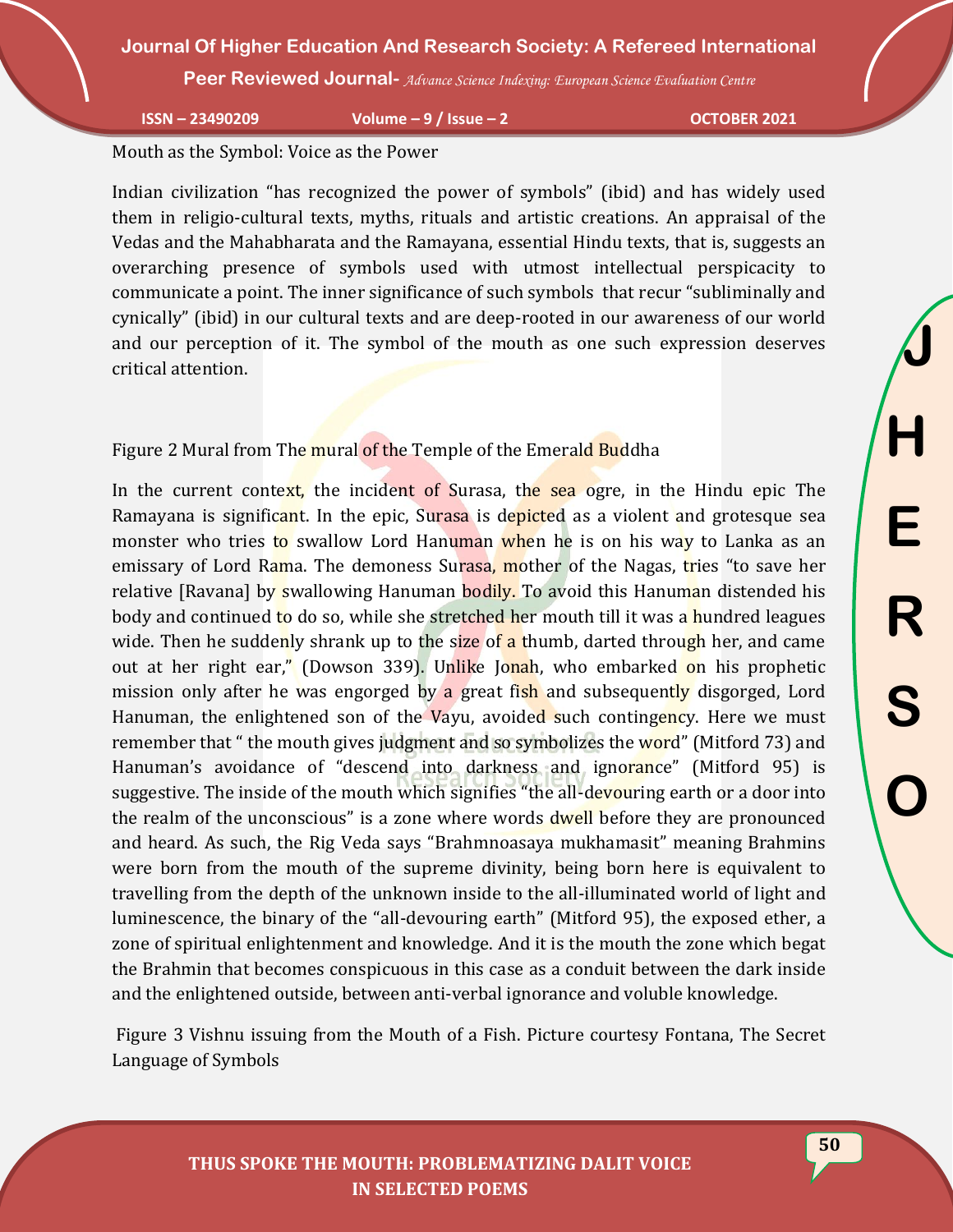Mouth as the Symbol: Voice as the Power

Indian civilization "has recognized the power of symbols" (ibid) and has widely used them in religio-cultural texts, myths, rituals and artistic creations. An appraisal of the Vedas and the Mahabharata and the Ramayana, essential Hindu texts, that is, suggests an overarching presence of symbols used with utmost intellectual perspicacity to communicate a point. The inner significance of such symbols that recur "subliminally and cynically" (ibid) in our cultural texts and are deep-rooted in our awareness of our world and our perception of it. The symbol of the mouth as one such expression deserves critical attention.

Figure 2 Mural from The mural of the Temple of the Emerald Buddha

In the current context, the incident of Surasa, the sea ogre, in the Hindu epic The Ramayana is significant. In the epic, Surasa is depicted as a violent and grotesque sea monster who tries to swallow Lord Hanuman when he is on his way to Lanka as an emissary of Lord Rama. The demoness Surasa, mother of the Nagas, tries "to save her relative [Ravana] by swallowing Hanuman bodily. To avoid this Hanuman distended his body and continued to do so, while she stretched her mouth till it was a hundred leagues wide. Then he suddenly shrank up to the size of a thumb, darted through her, and came out at her right ear," (Dowson 339). Unlike Jonah, who embarked on his prophetic mission only after he was engorged by a great fish and subsequently disgorged, Lord Hanuman, the enlightened son of the Vayu, avoided such contingency. Here we must remember that " the mouth gives judgment and so symbolizes the word" (Mitford 73) and Hanuman's avoidance of "descend into darkness and ignorance" (Mitford 95) is suggestive. The inside of the mouth which signifies "the all-devouring earth or a door into the realm of the unconscious" is a zone where words dwell before they are pronounced and heard. As such, the Rig Veda says "Brahmnoasaya mukhamasit" meaning Brahmins were born from the mouth of the supreme divinity, being born here is equivalent to travelling from the depth of the unknown inside to the all-illuminated world of light and luminescence, the binary of the "all-devouring earth" (Mitford 95), the exposed ether, a zone of spiritual enlightenment and knowledge. And it is the mouth the zone which begat the Brahmin that becomes conspicuous in this case as a conduit between the dark inside and the enlightened outside, between anti-verbal ignorance and voluble knowledge.

Figure 3 Vishnu issuing from the Mouth of a Fish. Picture courtesy Fontana, The Secret Language of Symbols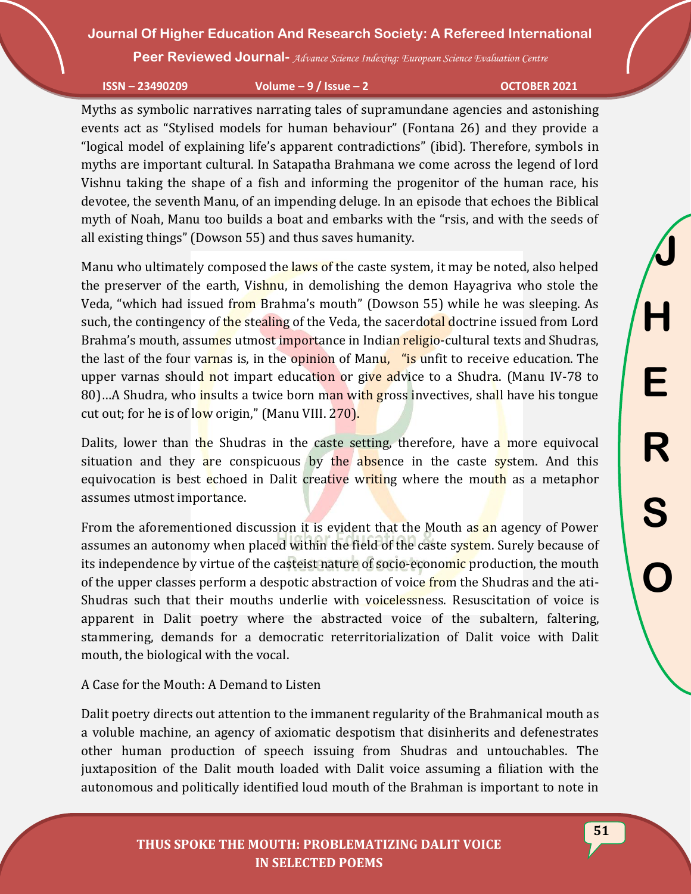Myths as symbolic narratives narrating tales of supramundane agencies and astonishing events act as "Stylised models for human behaviour" (Fontana 26) and they provide a "logical model of explaining life's apparent contradictions" (ibid). Therefore, symbols in myths are important cultural. In Satapatha Brahmana we come across the legend of lord Vishnu taking the shape of a fish and informing the progenitor of the human race, his devotee, the seventh Manu, of an impending deluge. In an episode that echoes the Biblical myth of Noah, Manu too builds a boat and embarks with the "rsis, and with the seeds of all existing things" (Dowson 55) and thus saves humanity.

Manu who ultimately composed the laws of the caste system, it may be noted, also helped the preserver of the earth, Vishnu, in demolishing the demon Hayagriva who stole the Veda, "which had issued from Brahma's mouth" (Dowson 55) while he was sleeping. As such, the contingency of the stealing of the Veda, the sacerdotal doctrine issued from Lord Brahma's mouth, assumes utmost importance in Indian religio-cultural texts and Shudras, the last of the four varnas is, in the opinion of Manu, "is unfit to receive education. The upper varnas should not impart education or give advice to a Shudra. (Manu IV-78 to 80)…A Shudra, who insults a twice born man with gross invectives, shall have his tongue cut out; for he is of low origin," (Manu VIII. 270).

Dalits, lower than the Shudras in the caste setting, therefore, have a more equivocal situation and they are conspicuous by the absence in the caste system. And this equivocation is best echoed in Dalit creative writing where the mouth as a metaphor assumes utmost importance.

From the aforementioned discussion it is evident that the Mouth as an agency of Power assumes an autonomy when placed within the field of the caste system. Surely because of its independence by virtue of the casteist nature of socio-economic production, the mouth of the upper classes perform a despotic abstraction of voice from the Shudras and the ati-Shudras such that their mouths underlie with voicelessness. Resuscitation of voice is apparent in Dalit poetry where the abstracted voice of the subaltern, faltering, stammering, demands for a democratic reterritorialization of Dalit voice with Dalit mouth, the biological with the vocal.

A Case for the Mouth: A Demand to Listen

Dalit poetry directs out attention to the immanent regularity of the Brahmanical mouth as a voluble machine, an agency of axiomatic despotism that disinherits and defenestrates other human production of speech issuing from Shudras and untouchables. The juxtaposition of the Dalit mouth loaded with Dalit voice assuming a filiation with the autonomous and politically identified loud mouth of the Brahman is important to note in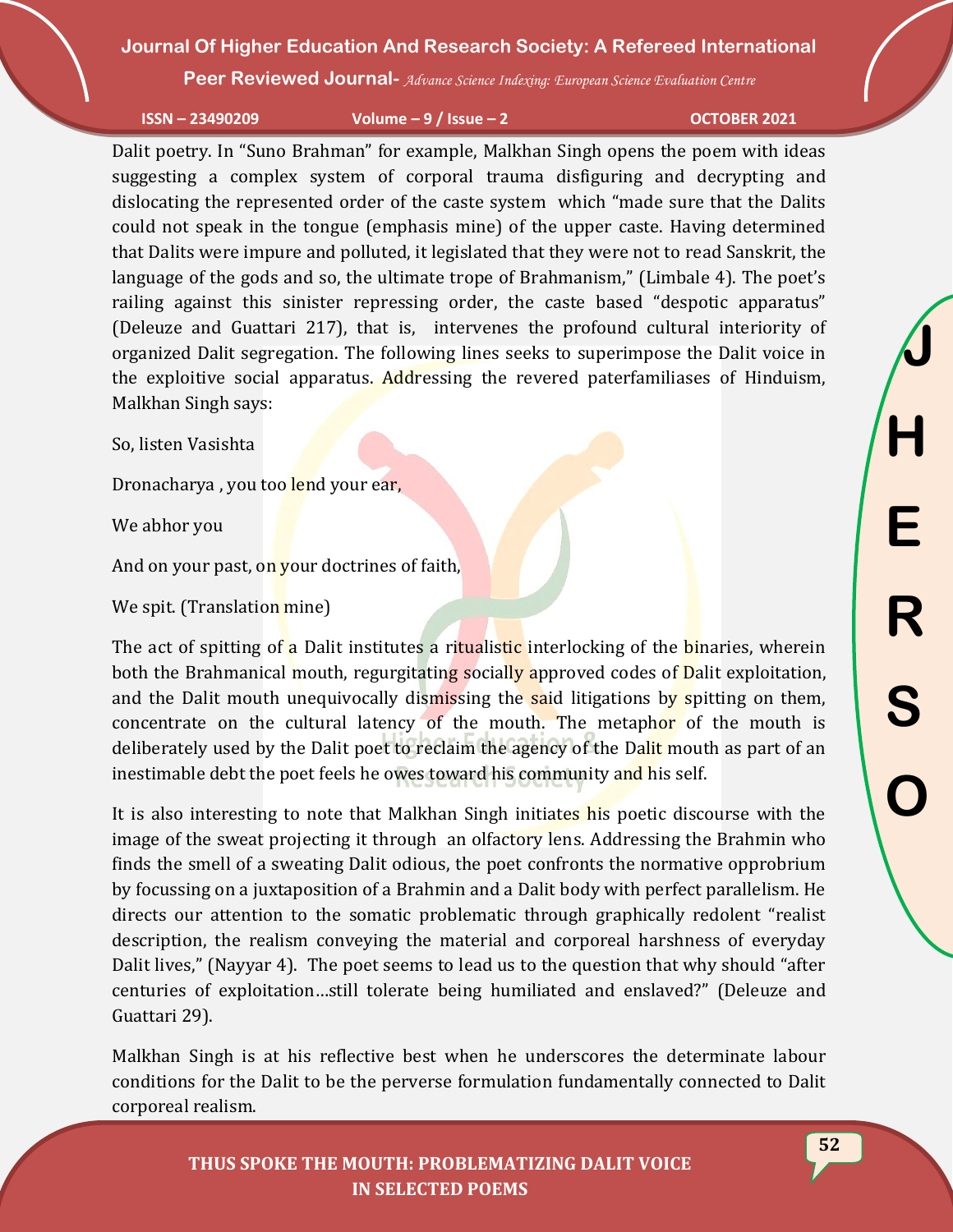Dalit poetry. In "Suno Brahman" for example, Malkhan Singh opens the poem with ideas suggesting a complex system of corporal trauma disfiguring and decrypting and dislocating the represented order of the caste system which "made sure that the Dalits could not speak in the tongue (emphasis mine) of the upper caste. Having determined that Dalits were impure and polluted, it legislated that they were not to read Sanskrit, the language of the gods and so, the ultimate trope of Brahmanism," (Limbale 4). The poet's railing against this sinister repressing order, the caste based "despotic apparatus" (Deleuze and Guattari 217), that is, intervenes the profound cultural interiority of organized Dalit segregation. The following lines seeks to superimpose the Dalit voice in the exploitive social apparatus. Addressing the revered paterfamiliases of Hinduism, Malkhan Singh says:

So, listen Vasishta

Dronacharya , you too lend your ear,

We abhor you

And on your past, on your doctrines of faith,

We spit. (Translation mine)

The act of spitting of a Dalit institutes a ritualistic interlocking of the binaries, wherein both the Brahmanical mouth, regurgitating socially approved codes of Dalit exploitation, and the Dalit mouth unequivocally dismissing the said litigations by spitting on them, concentrate on the cultural latency of the mouth. The metaphor of the mouth is deliberately used by the Dalit poet to reclaim the agency of the Dalit mouth as part of an inestimable debt the poet feels he owes toward his community and his self.

It is also interesting to note that Malkhan Singh initiates his poetic discourse with the image of the sweat projecting it through an olfactory lens. Addressing the Brahmin who finds the smell of a sweating Dalit odious, the poet confronts the normative opprobrium by focussing on a juxtaposition of a Brahmin and a Dalit body with perfect parallelism. He directs our attention to the somatic problematic through graphically redolent "realist description, the realism conveying the material and corporeal harshness of everyday Dalit lives," (Nayyar 4). The poet seems to lead us to the question that why should "after centuries of exploitation…still tolerate being humiliated and enslaved?" (Deleuze and Guattari 29).

Malkhan Singh is at his reflective best when he underscores the determinate labour conditions for the Dalit to be the perverse formulation fundamentally connected to Dalit corporeal realism.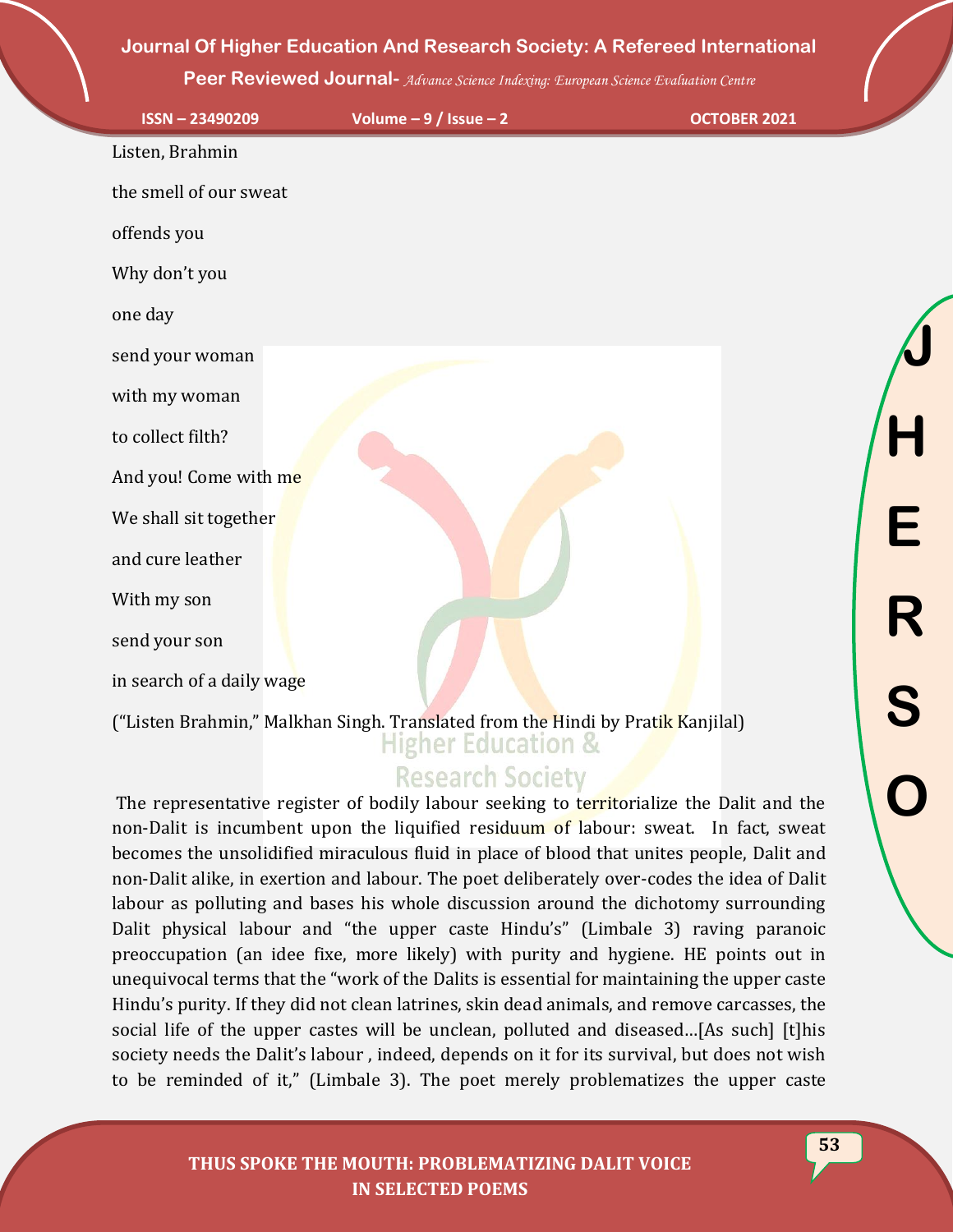Listen, Brahmin

the smell of our sweat

offends you

Why don't you

one day

send your woman

with my woman

to collect filth?

And you! Come with me

We shall sit together

and cure leather

With my son

send your son

in search of a daily wage

("Listen Brahmin," Malkhan Singh. Translated from the Hindi by Pratik Kanjilal)

The representative register of bodily labour seeking to territorialize the Dalit and the non-Dalit is incumbent upon the liquified residuum of labour: sweat. In fact, sweat becomes the unsolidified miraculous fluid in place of blood that unites people, Dalit and non-Dalit alike, in exertion and labour. The poet deliberately over-codes the idea of Dalit labour as polluting and bases his whole discussion around the dichotomy surrounding Dalit physical labour and "the upper caste Hindu's" (Limbale 3) raving paranoic preoccupation (an idee fixe, more likely) with purity and hygiene. HE points out in unequivocal terms that the "work of the Dalits is essential for maintaining the upper caste Hindu's purity. If they did not clean latrines, skin dead animals, and remove carcasses, the social life of the upper castes will be unclean, polluted and diseased…[As such] [t]his society needs the Dalit's labour , indeed, depends on it for its survival, but does not wish to be reminded of it," (Limbale 3). The poet merely problematizes the upper caste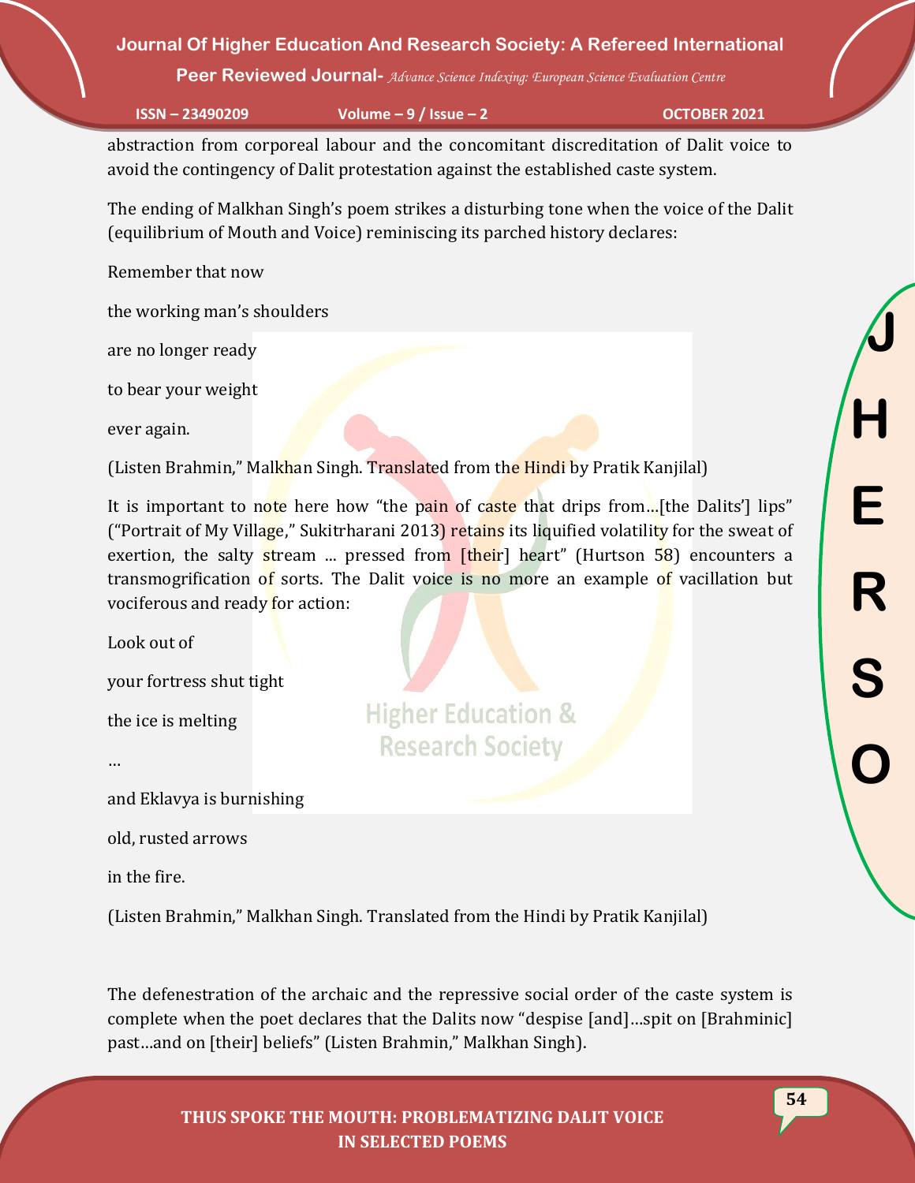abstraction from corporeal labour and the concomitant discreditation of Dalit voice to avoid the contingency of Dalit protestation against the established caste system.

The ending of Malkhan Singh's poem strikes a disturbing tone when the voice of the Dalit (equilibrium of Mouth and Voice) reminiscing its parched history declares:

Remember that now

the working man's shoulders

are no longer ready

to bear your weight

ever again.

(Listen Brahmin," Malkhan Singh. Translated from the Hindi by Pratik Kanjilal)

It is important to note here how "the pain of caste that drips from…[the Dalits'] lips" ("Portrait of My Village," Sukitrharani 2013) retains its liquified volatility for the sweat of exertion, the salty stream ... pressed from [their] heart" (Hurtson 58) encounters a transmogrification of sorts. The Dalit voice is no more an example of vacillation but vociferous and ready for action:

Look out of

your fortress shut tight

the ice is melting

…

and Eklavya is burnishing

old, rusted arrows

in the fire.

(Listen Brahmin," Malkhan Singh. Translated from the Hindi by Pratik Kanjilal)

The defenestration of the archaic and the repressive social order of the caste system is complete when the poet declares that the Dalits now "despise [and]…spit on [Brahminic] past…and on [their] beliefs" (Listen Brahmin," Malkhan Singh).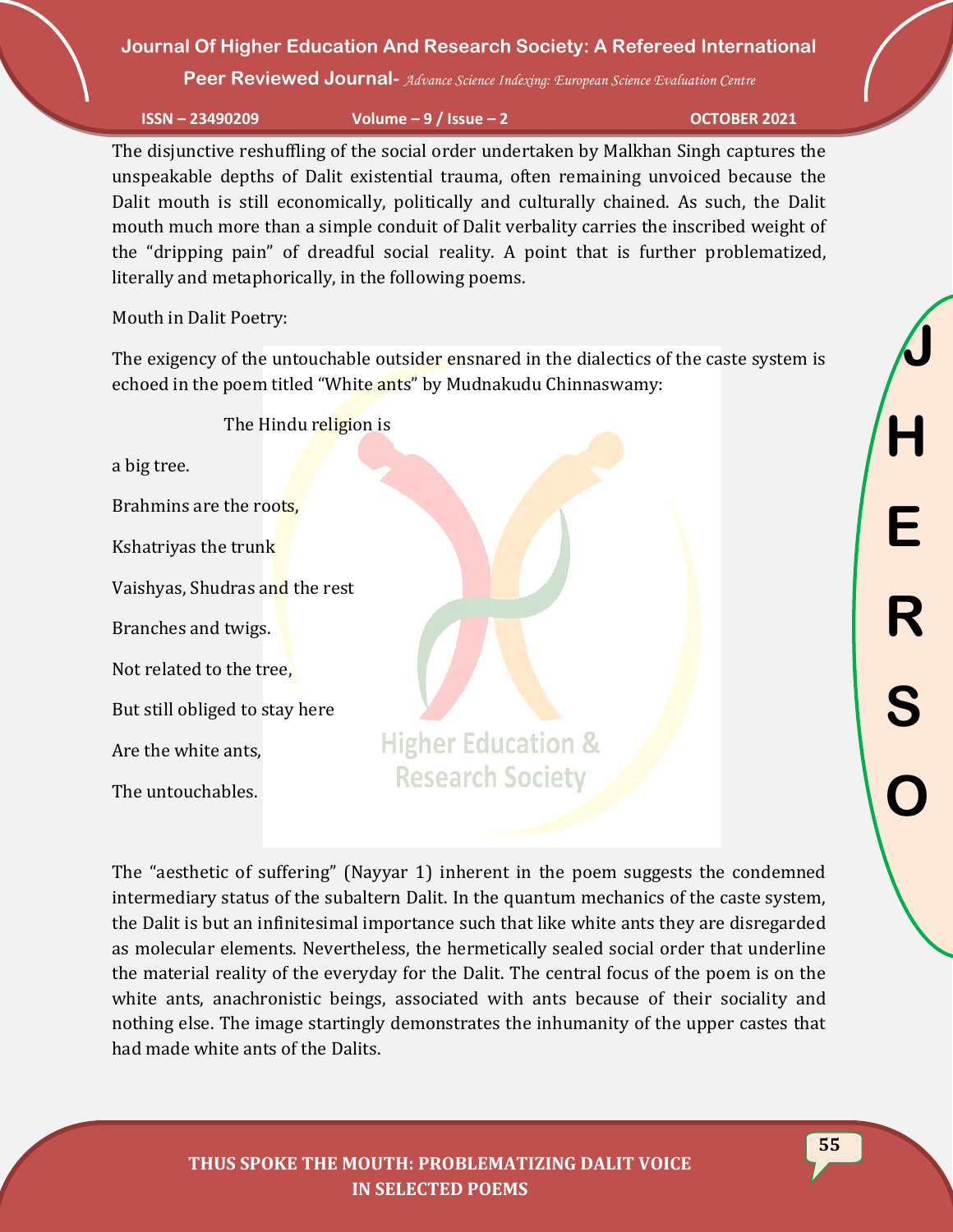The disjunctive reshuffling of the social order undertaken by Malkhan Singh captures the unspeakable depths of Dalit existential trauma, often remaining unvoiced because the Dalit mouth is still economically, politically and culturally chained. As such, the Dalit mouth much more than a simple conduit of Dalit verbality carries the inscribed weight of the "dripping pain" of dreadful social reality. A point that is further problematized, literally and metaphorically, in the following poems.

Mouth in Dalit Poetry:

The exigency of the untouchable outsider ensnared in the dialectics of the caste system is echoed in the poem titled "White ants" by Mudnakudu Chinnaswamy:

The Hindu religion is

a big tree.

Brahmins are the roots,

Kshatriyas the trunk

Vaishyas, Shudras and the rest

Branches and twigs.

Not related to the tree,

But still obliged to stay here

Are the white ants,

The untouchables.

The "aesthetic of suffering" (Nayyar 1) inherent in the poem suggests the condemned intermediary status of the subaltern Dalit. In the quantum mechanics of the caste system, the Dalit is but an infinitesimal importance such that like white ants they are disregarded as molecular elements. Nevertheless, the hermetically sealed social order that underline the material reality of the everyday for the Dalit. The central focus of the poem is on the white ants, anachronistic beings, associated with ants because of their sociality and nothing else. The image startingly demonstrates the inhumanity of the upper castes that had made white ants of the Dalits.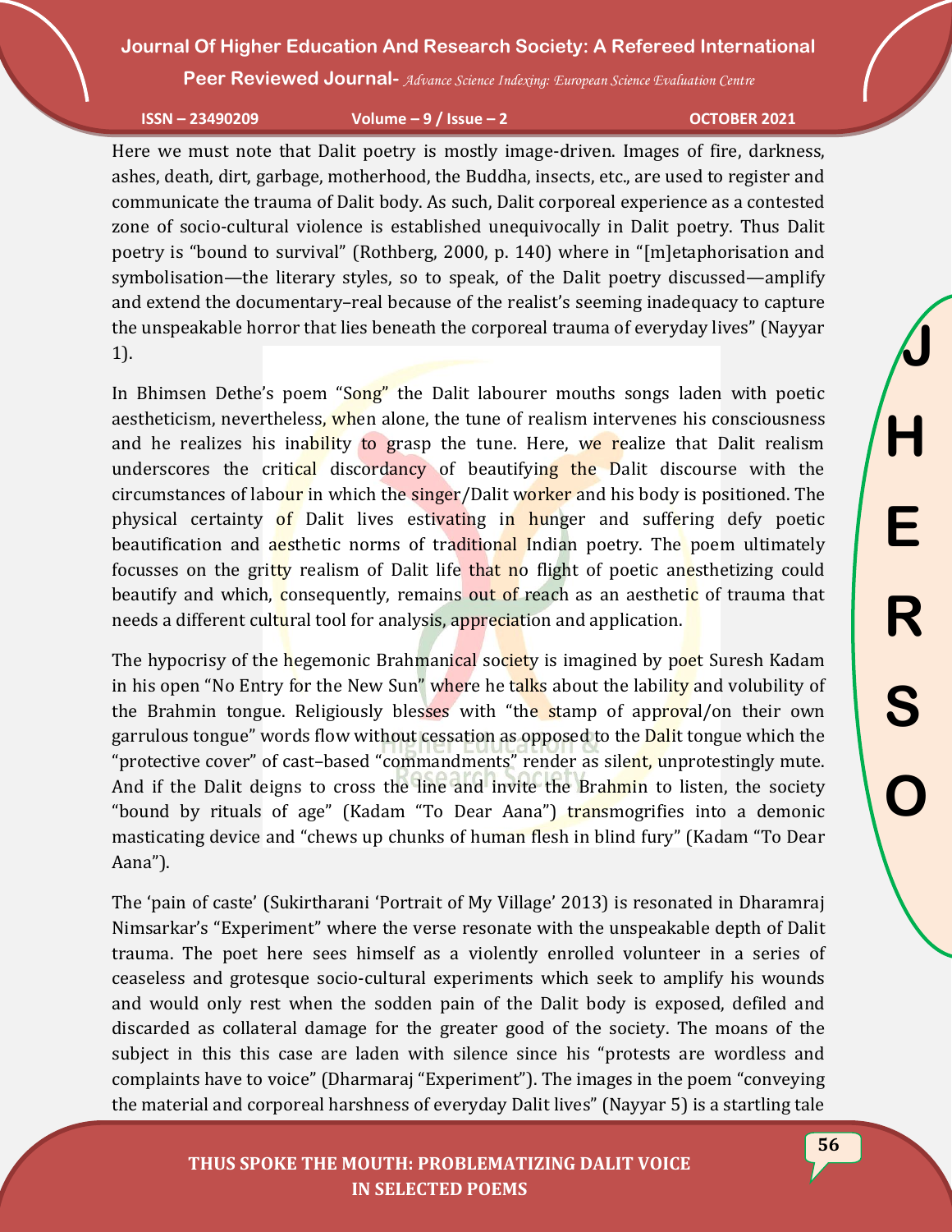Here we must note that Dalit poetry is mostly image-driven. Images of fire, darkness, ashes, death, dirt, garbage, motherhood, the Buddha, insects, etc., are used to register and communicate the trauma of Dalit body. As such, Dalit corporeal experience as a contested zone of socio-cultural violence is established unequivocally in Dalit poetry. Thus Dalit poetry is "bound to survival" (Rothberg, 2000, p. 140) where in "[m]etaphorisation and symbolisation—the literary styles, so to speak, of the Dalit poetry discussed—amplify and extend the documentary–real because of the realist's seeming inadequacy to capture the unspeakable horror that lies beneath the corporeal trauma of everyday lives" (Nayyar 1).

In Bhimsen Dethe's poem "Song" the Dalit labourer mouths songs laden with poetic aestheticism, nevertheless, when alone, the tune of realism intervenes his consciousness and he realizes his inability to grasp the tune. Here, we realize that Dalit realism underscores the critical discordancy of beautifying the Dalit discourse with the circumstances of labour in which the singer/Dalit worker and his body is positioned. The physical certainty of Dalit lives estivating in hunger and suffering defy poetic beautification and aesthetic norms of traditional Indian poetry. The poem ultimately focusses on the gritty realism of Dalit life that no flight of poetic anesthetizing could beautify and which, consequently, remains out of reach as an aesthetic of trauma that needs a different cultural tool for analysis, appreciation and application.

The hypocrisy of the hegemonic Brahmanical society is imagined by poet Suresh Kadam in his open "No Entry for the New Sun" where he talks about the lability and volubility of the Brahmin tongue. Religiously blesses with "the stamp of approval/on their own garrulous tongue" words flow without cessation as opposed to the Dalit tongue which the "protective cover" of cast–based "commandments" render as silent, unprotestingly mute. And if the Dalit deigns to cross the line and invite the Brahmin to listen, the society "bound by rituals of age" (Kadam "To Dear Aana") transmogrifies into a demonic masticating device and "chews up chunks of human flesh in blind fury" (Kadam "To Dear Aana").

The 'pain of caste' (Sukirtharani 'Portrait of My Village' 2013) is resonated in Dharamraj Nimsarkar's "Experiment" where the verse resonate with the unspeakable depth of Dalit trauma. The poet here sees himself as a violently enrolled volunteer in a series of ceaseless and grotesque socio-cultural experiments which seek to amplify his wounds and would only rest when the sodden pain of the Dalit body is exposed, defiled and discarded as collateral damage for the greater good of the society. The moans of the subject in this this case are laden with silence since his "protests are wordless and complaints have to voice" (Dharmaraj "Experiment"). The images in the poem "conveying the material and corporeal harshness of everyday Dalit lives" (Nayyar 5) is a startling tale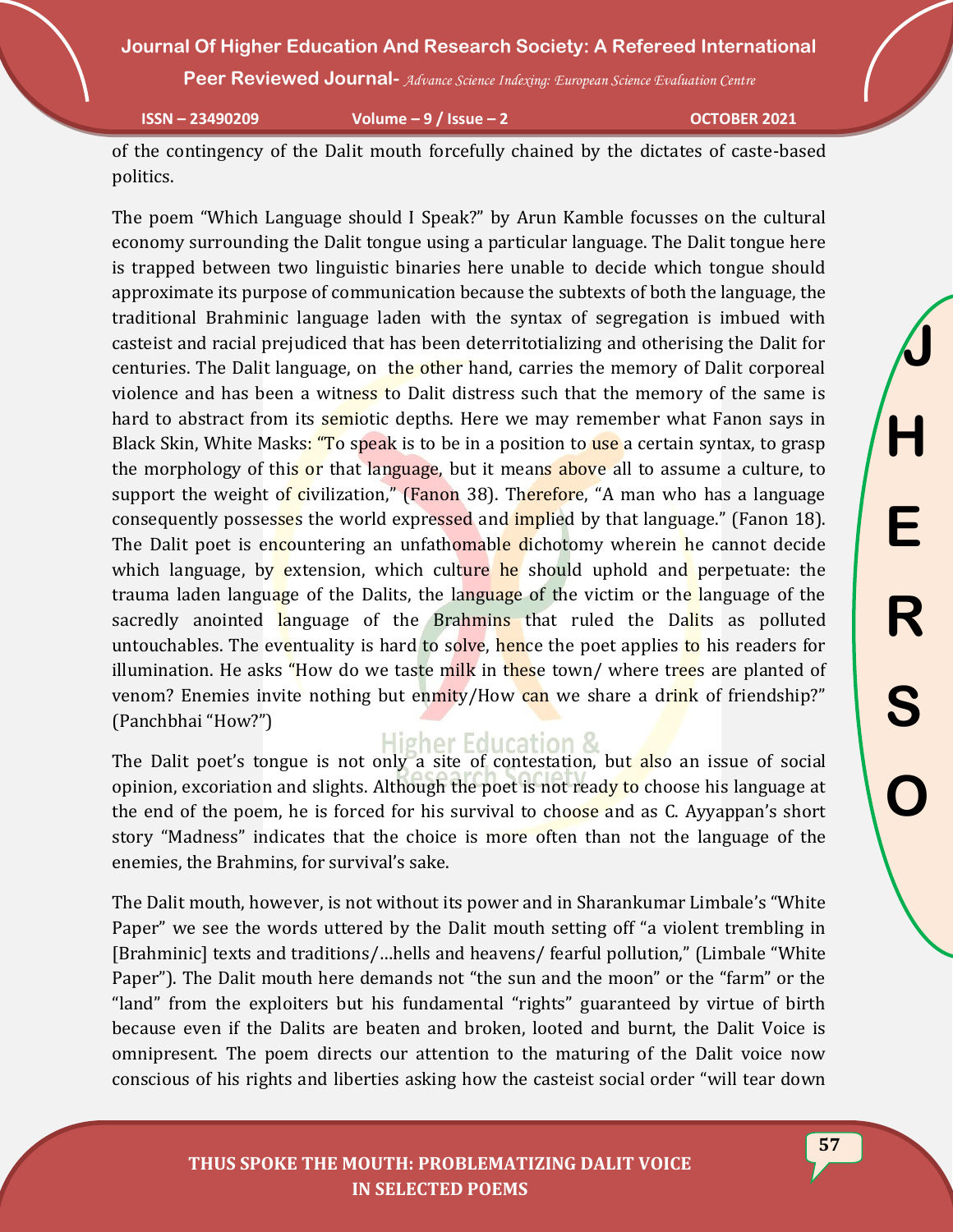of the contingency of the Dalit mouth forcefully chained by the dictates of caste-based politics.

The poem "Which Language should I Speak?" by Arun Kamble focusses on the cultural economy surrounding the Dalit tongue using a particular language. The Dalit tongue here is trapped between two linguistic binaries here unable to decide which tongue should approximate its purpose of communication because the subtexts of both the language, the traditional Brahminic language laden with the syntax of segregation is imbued with casteist and racial prejudiced that has been deterritotializing and otherising the Dalit for centuries. The Dalit language, on the other hand, carries the memory of Dalit corporeal violence and has been a witness to Dalit distress such that the memory of the same is hard to abstract from its semiotic depths. Here we may remember what Fanon says in Black Skin, White Masks: "To speak is to be in a position to use a certain syntax, to grasp the morphology of this or that language, but it means above all to assume a culture, to support the weight of civilization," (Fanon 38). Therefore, "A man who has a language consequently possesses the world expressed and implied by that language." (Fanon 18). The Dalit poet is encountering an unfathomable dichotomy wherein he cannot decide which language, by extension, which culture he should uphold and perpetuate: the trauma laden language of the Dalits, the language of the victim or the language of the sacredly anointed language of the Brahmins that ruled the Dalits as polluted untouchables. The eventuality is hard to solve, hence the poet applies to his readers for illumination. He asks "How do we taste milk in these town/ where trees are planted of venom? Enemies invite nothing but enmity/How can we share a drink of friendship?" (Panchbhai "How?")

The Dalit poet's tongue is not only a site of contestation, but also an issue of social opinion, excoriation and slights. Although the poet is not ready to choose his language at the end of the poem, he is forced for his survival to choose and as C. Ayyappan's short story "Madness" indicates that the choice is more often than not the language of the enemies, the Brahmins, for survival's sake.

The Dalit mouth, however, is not without its power and in Sharankumar Limbale's "White Paper" we see the words uttered by the Dalit mouth setting off "a violent trembling in [Brahminic] texts and traditions/…hells and heavens/ fearful pollution," (Limbale "White Paper"). The Dalit mouth here demands not "the sun and the moon" or the "farm" or the "land" from the exploiters but his fundamental "rights" guaranteed by virtue of birth because even if the Dalits are beaten and broken, looted and burnt, the Dalit Voice is omnipresent. The poem directs our attention to the maturing of the Dalit voice now conscious of his rights and liberties asking how the casteist social order "will tear down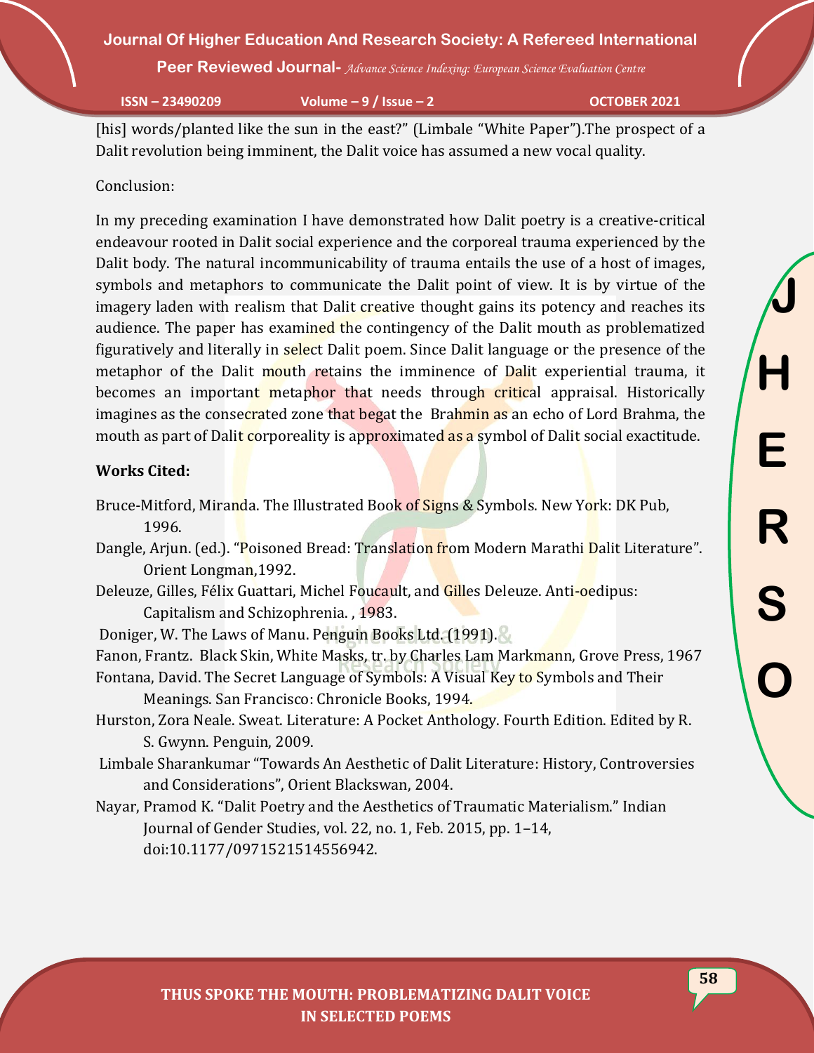[his] words/planted like the sun in the east?" (Limbale "White Paper").The prospect of a Dalit revolution being imminent, the Dalit voice has assumed a new vocal quality.

Conclusion:

In my preceding examination I have demonstrated how Dalit poetry is a creative-critical endeavour rooted in Dalit social experience and the corporeal trauma experienced by the Dalit body. The natural incommunicability of trauma entails the use of a host of images, symbols and metaphors to communicate the Dalit point of view. It is by virtue of the imagery laden with realism that Dalit creative thought gains its potency and reaches its audience. The paper has examined the contingency of the Dalit mouth as problematized figuratively and literally in select Dalit poem. Since Dalit language or the presence of the metaphor of the Dalit mouth retains the imminence of Dalit experiential trauma, it becomes an important metaphor that needs through critical appraisal. Historically imagines as the consecrated zone that begat the Brahmin as an echo of Lord Brahma, the mouth as part of Dalit corporeality is approximated as a symbol of Dalit social exactitude.

**Works Cited:**

Bruce-Mitford, Miranda. The Illustrated Book of Signs & Symbols. New York: DK Pub, 1996.

Dangle, Arjun. (ed.). "Poisoned Bread: Translation from Modern Marathi Dalit Literature". Orient Longman,1992.

Deleuze, Gilles, Félix Guattari, Michel Foucault, and Gilles Deleuze. Anti-oedipus: Capitalism and Schizophrenia. , 1983.

Doniger, W. The Laws of Manu. Penguin Books Ltd. (1991).

Fanon, Frantz. Black Skin, White Masks, tr. by Charles Lam Markmann, Grove Press, 1967

Fontana, David. The Secret Language of Symbols: A Visual Key to Symbols and Their Meanings. San Francisco: Chronicle Books, 1994.

Hurston, Zora Neale. Sweat. Literature: A Pocket Anthology. Fourth Edition. Edited by R. S. Gwynn. Penguin, 2009.

Limbale Sharankumar "Towards An Aesthetic of Dalit Literature: History, Controversies and Considerations", Orient Blackswan, 2004.

Nayar, Pramod K. "Dalit Poetry and the Aesthetics of Traumatic Materialism." Indian Journal of Gender Studies, vol. 22, no. 1, Feb. 2015, pp. 1–14, doi:10.1177/0971521514556942.